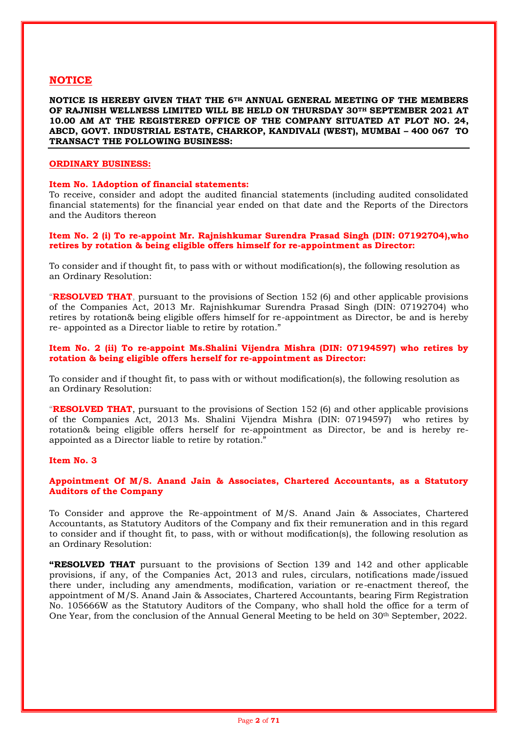## NOTICE

**NOTICE IS HEREBY GIVEN THAT THE 6TH ANNUAL GENERAL MEETING OF THE MEMBERS OF RAJNISH WELLNESS LIMITED WILL BE HELD ON THURSDAY 30TH SEPTEMBER 2021 AT 10.00 AM AT THE REGISTERED OFFICE OF THE COMPANY SITUATED AT PLOT NO. 24, ABCD, GOVT. INDUSTRIAL ESTATE, CHARKOP, KANDIVALI (WEST), MUMBAI – 400 067 TO TRANSACT THE FOLLOWING BUSINESS:**

### ORDINARY BUSINESS:

**Item No. 1Adoption of financial statements:**

To receive, consider and adopt the audited financial statements (including audited consolidated financial statements) for the financial year ended on that date and the Reports of the Directors and the Auditors thereon

**Item No. 2 (i) To re-appoint Mr. Rajnishkumar Surendra Prasad Singh (DIN: 07192704),who retires by rotation & being eligible offers himself for re-appointment as Director:**

To consider and if thought fit, to pass with or without modification(s), the following resolution as an Ordinary Resolution:

"**RESOLVED THAT**, pursuant to the provisions of Section 152 (6) and other applicable provisions of the Companies Act, 2013 Mr. Rajnishkumar Surendra Prasad Singh (DIN: 07192704) who retires by rotation& being eligible offers himself for re-appointment as Director, be and is hereby re- appointed as a Director liable to retire by rotation."

**Item No. 2 (ii) To re-appoint Ms.Shalini Vijendra Mishra (DIN: 07194597) who retires by rotation & being eligible offers herself for re-appointment as Director:**

To consider and if thought fit, to pass with or without modification(s), the following resolution as an Ordinary Resolution:

"**RESOLVED THAT**, pursuant to the provisions of Section 152 (6) and other applicable provisions of the Companies Act, 2013 Ms. Shalini Vijendra Mishra (DIN: 07194597) who retires by rotation& being eligible offers herself for re-appointment as Director, be and is hereby re-appointed as a Director liable to retire by rotation."

**Item No. 3**

**Appointment Of M/S. Anand Jain & Associates, Chartered Accountants, as a Statutory Auditors of the Company**

To Consider and approve the Re-appointment of M/S. Anand Jain & Associates, Chartered Accountants, as Statutory Auditors of the Company and fix their remuneration and in this regard to consider and if thought fit, to pass, with or without modification(s), the following resolution as an Ordinary Resolution:

**"RESOLVED THAT** pursuant to the provisions of Section 139 and 142 and other applicable provisions, if any, of the Companies Act, 2013 and rules, circulars, notifications made/issued there under, including any amendments, modification, variation or re-enactment thereof, the appointment of M/S. Anand Jain & Associates, Chartered Accountants, bearing Firm Registration No. 105666W as the Statutory Auditors of the Company, who shall hold the office for a term of One Year, from the conclusion of the Annual General Meeting to be held on 30th September, 2022.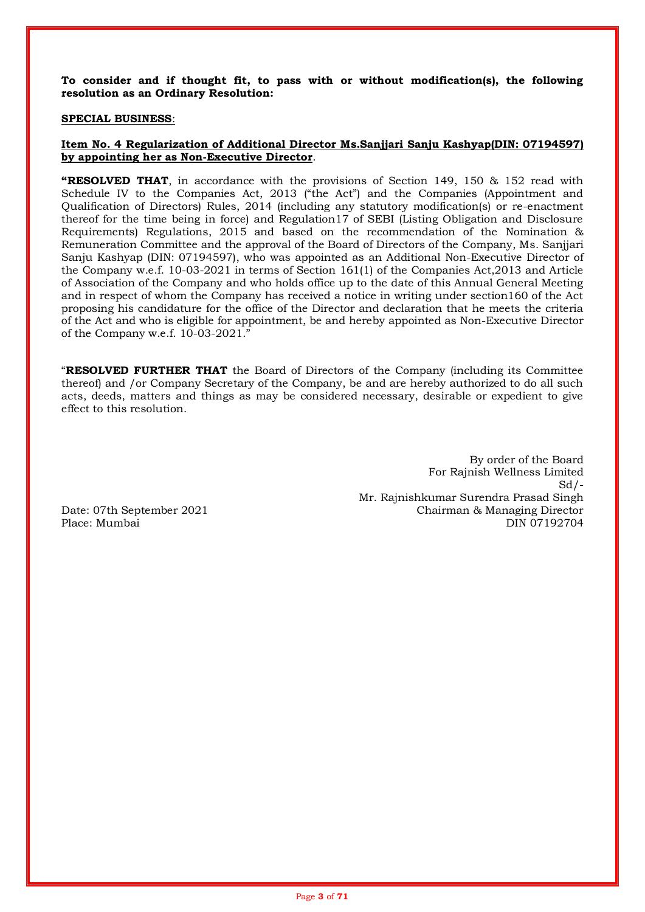**To consider and if thought fit, to pass with or without modification(s), the following resolution as an Ordinary Resolution:**

**SPECIAL BUSINESS**:

**Item No. 4 Regularization of Additional Director Ms.Sanjjari Sanju Kashyap(DIN: 07194597) by appointing her as Non-Executive Director**.

**"RESOLVED THAT**, in accordance with the provisions of Section 149, 150 & 152 read with Schedule IV to the Companies Act, 2013 ("the Act") and the Companies (Appointment and Qualification of Directors) Rules, 2014 (including any statutory modification(s) or re-enactment thereof for the time being in force) and Regulation17 of SEBI (Listing Obligation and Disclosure Requirements) Regulations, 2015 and based on the recommendation of the Nomination & Remuneration Committee and the approval of the Board of Directors of the Company, Ms. Sanjjari Sanju Kashyap (DIN: 07194597), who was appointed as an Additional Non-Executive Director of the Company w.e.f. 10-03-2021 in terms of Section 161(1) of the Companies Act,2013 and Article of Association of the Company and who holds office up to the date of this Annual General Meeting and in respect of whom the Company has received a notice in writing under section160 of the Act proposing his candidature for the office of the Director and declaration that he meets the criteria of the Act and who is eligible for appointment, be and hereby appointed as Non-Executive Director of the Company w.e.f. 10-03-2021."

"**RESOLVED FURTHER THAT** the Board of Directors of the Company (including its Committee thereof) and /or Company Secretary of the Company, be and are hereby authorized to do all such acts, deeds, matters and things as may be considered necessary, desirable or expedient to give effect to this resolution.

By order of the Board
For Rajnish Wellness Limited
Sd/-
Mr. Rajnishkumar Surendra Prasad Singh
Chairman & Managing Director
DIN 07192704

Date: 07th September 2021
Place: Mumbai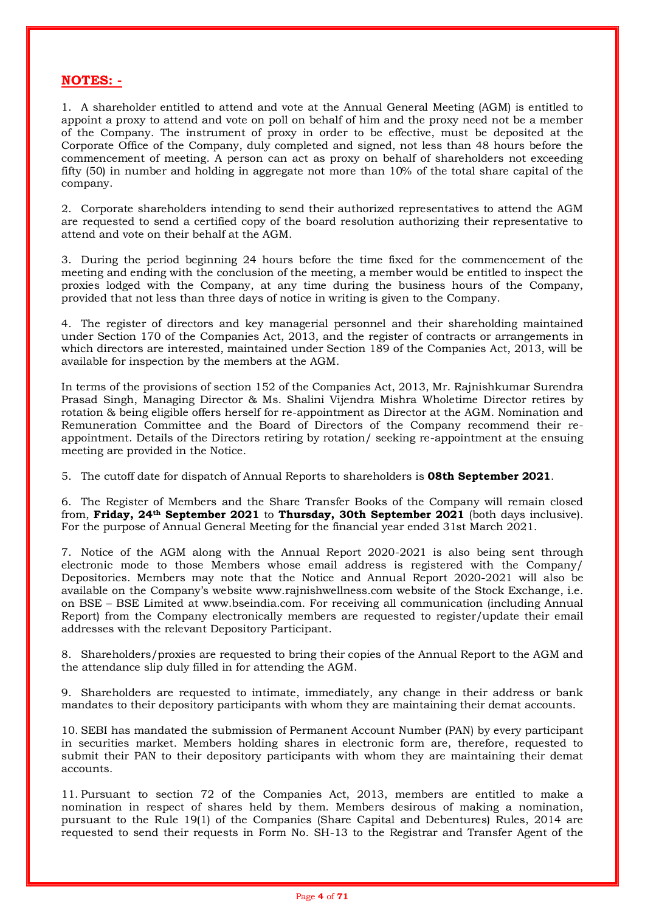## NOTES: -

1. A shareholder entitled to attend and vote at the Annual General Meeting (AGM) is entitled to appoint a proxy to attend and vote on poll on behalf of him and the proxy need not be a member of the Company. The instrument of proxy in order to be effective, must be deposited at the Corporate Office of the Company, duly completed and signed, not less than 48 hours before the commencement of meeting. A person can act as proxy on behalf of shareholders not exceeding fifty (50) in number and holding in aggregate not more than 10% of the total share capital of the company.

2. Corporate shareholders intending to send their authorized representatives to attend the AGM are requested to send a certified copy of the board resolution authorizing their representative to attend and vote on their behalf at the AGM.

3. During the period beginning 24 hours before the time fixed for the commencement of the meeting and ending with the conclusion of the meeting, a member would be entitled to inspect the proxies lodged with the Company, at any time during the business hours of the Company, provided that not less than three days of notice in writing is given to the Company.

4. The register of directors and key managerial personnel and their shareholding maintained under Section 170 of the Companies Act, 2013, and the register of contracts or arrangements in which directors are interested, maintained under Section 189 of the Companies Act, 2013, will be available for inspection by the members at the AGM.

In terms of the provisions of section 152 of the Companies Act, 2013, Mr. Rajnishkumar Surendra Prasad Singh, Managing Director & Ms. Shalini Vijendra Mishra Wholetime Director retires by rotation & being eligible offers herself for re-appointment as Director at the AGM. Nomination and Remuneration Committee and the Board of Directors of the Company recommend their re-appointment. Details of the Directors retiring by rotation/ seeking re-appointment at the ensuing meeting are provided in the Notice.

5. The cutoff date for dispatch of Annual Reports to shareholders is **08th September 2021**.

6. The Register of Members and the Share Transfer Books of the Company will remain closed from, **Friday, 24th September 2021** to **Thursday, 30th September 2021** (both days inclusive). For the purpose of Annual General Meeting for the financial year ended 31st March 2021.

7. Notice of the AGM along with the Annual Report 2020-2021 is also being sent through electronic mode to those Members whose email address is registered with the Company/ Depositories. Members may note that the Notice and Annual Report 2020-2021 will also be available on the Company's website www.rajnishwellness.com website of the Stock Exchange, i.e. on BSE – BSE Limited at www.bseindia.com. For receiving all communication (including Annual Report) from the Company electronically members are requested to register/update their email addresses with the relevant Depository Participant.

8. Shareholders/proxies are requested to bring their copies of the Annual Report to the AGM and the attendance slip duly filled in for attending the AGM.

9. Shareholders are requested to intimate, immediately, any change in their address or bank mandates to their depository participants with whom they are maintaining their demat accounts.

10. SEBI has mandated the submission of Permanent Account Number (PAN) by every participant in securities market. Members holding shares in electronic form are, therefore, requested to submit their PAN to their depository participants with whom they are maintaining their demat accounts.

11. Pursuant to section 72 of the Companies Act, 2013, members are entitled to make a nomination in respect of shares held by them. Members desirous of making a nomination, pursuant to the Rule 19(1) of the Companies (Share Capital and Debentures) Rules, 2014 are requested to send their requests in Form No. SH-13 to the Registrar and Transfer Agent of the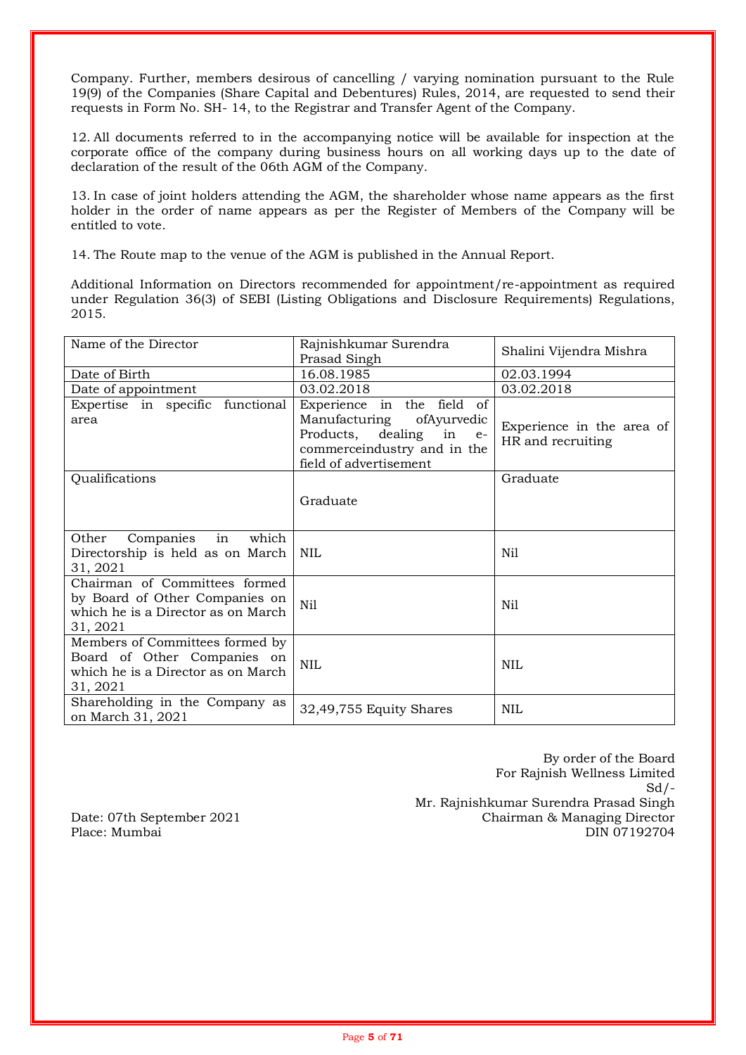Company. Further, members desirous of cancelling / varying nomination pursuant to the Rule 19(9) of the Companies (Share Capital and Debentures) Rules, 2014, are requested to send their requests in Form No. SH- 14, to the Registrar and Transfer Agent of the Company.

12. All documents referred to in the accompanying notice will be available for inspection at the corporate office of the company during business hours on all working days up to the date of declaration of the result of the 06th AGM of the Company.

13. In case of joint holders attending the AGM, the shareholder whose name appears as the first holder in the order of name appears as per the Register of Members of the Company will be entitled to vote.

14. The Route map to the venue of the AGM is published in the Annual Report.

Additional Information on Directors recommended for appointment/re-appointment as required under Regulation 36(3) of SEBI (Listing Obligations and Disclosure Requirements) Regulations, 2015.

| Name of the Director | Rajnishkumar Surendra Prasad Singh | Shalini Vijendra Mishra |
|---|---|---|
| Date of Birth | 16.08.1985 | 02.03.1994 |
| Date of appointment | 03.02.2018 | 03.02.2018 |
| Expertise in specific functional area | Experience in the field of Manufacturing ofAyurvedic Products, dealing in e-commerceindustry and in the field of advertisement | Experience in the area of HR and recruiting |
| Qualifications | Graduate | Graduate |
| Other Companies in which Directorship is held as on March 31, 2021 | NIL | Nil |
| Chairman of Committees formed by Board of Other Companies on which he is a Director as on March 31, 2021 | Nil | Nil |
| Members of Committees formed by Board of Other Companies on which he is a Director as on March 31, 2021 | NIL | NIL |
| Shareholding in the Company as on March 31, 2021 | 32,49,755 Equity Shares | NIL |

By order of the Board
For Rajnish Wellness Limited
Sd/-
Mr. Rajnishkumar Surendra Prasad Singh
Chairman & Managing Director
DIN 07192704

Date: 07th September 2021
Place: Mumbai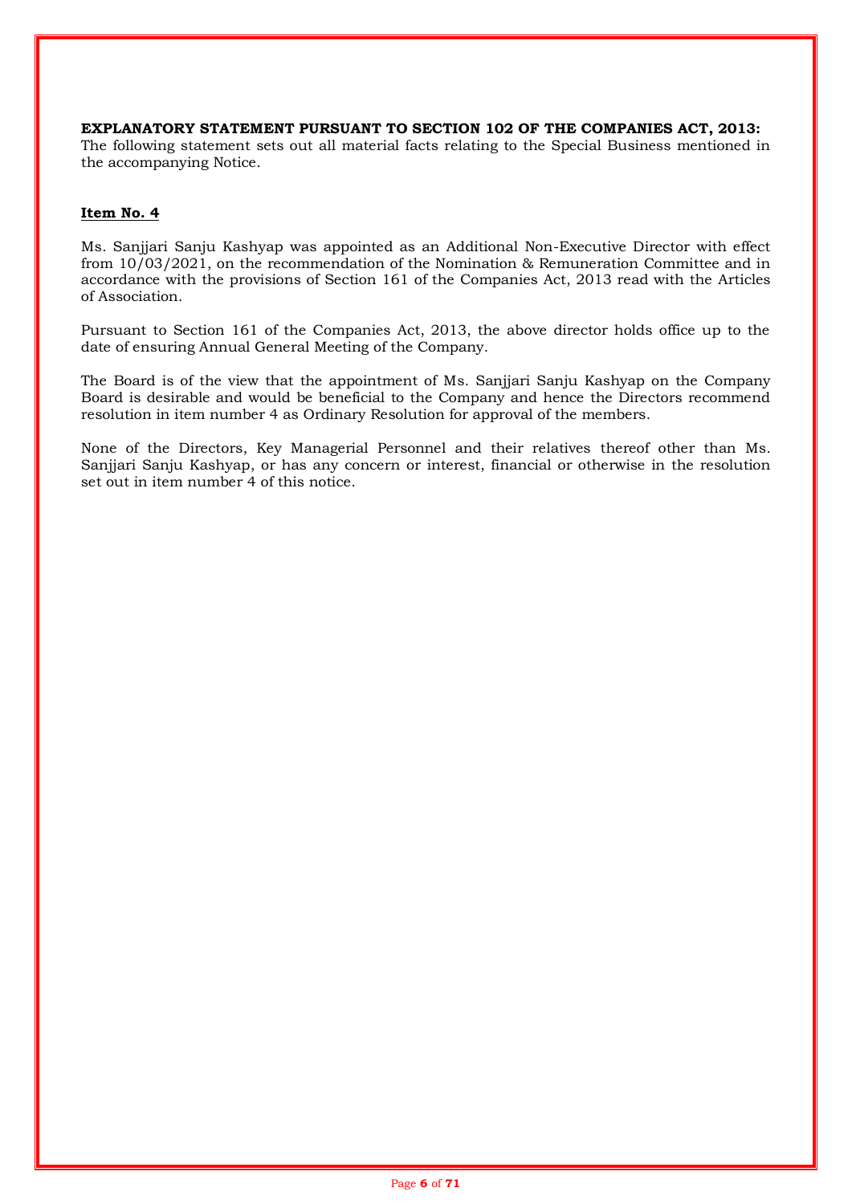**EXPLANATORY STATEMENT PURSUANT TO SECTION 102 OF THE COMPANIES ACT, 2013:**
The following statement sets out all material facts relating to the Special Business mentioned in the accompanying Notice.

**Item No. 4**

Ms. Sanjjari Sanju Kashyap was appointed as an Additional Non-Executive Director with effect from 10/03/2021, on the recommendation of the Nomination & Remuneration Committee and in accordance with the provisions of Section 161 of the Companies Act, 2013 read with the Articles of Association.

Pursuant to Section 161 of the Companies Act, 2013, the above director holds office up to the date of ensuring Annual General Meeting of the Company.

The Board is of the view that the appointment of Ms. Sanjjari Sanju Kashyap on the Company Board is desirable and would be beneficial to the Company and hence the Directors recommend resolution in item number 4 as Ordinary Resolution for approval of the members.

None of the Directors, Key Managerial Personnel and their relatives thereof other than Ms. Sanjjari Sanju Kashyap, or has any concern or interest, financial or otherwise in the resolution set out in item number 4 of this notice.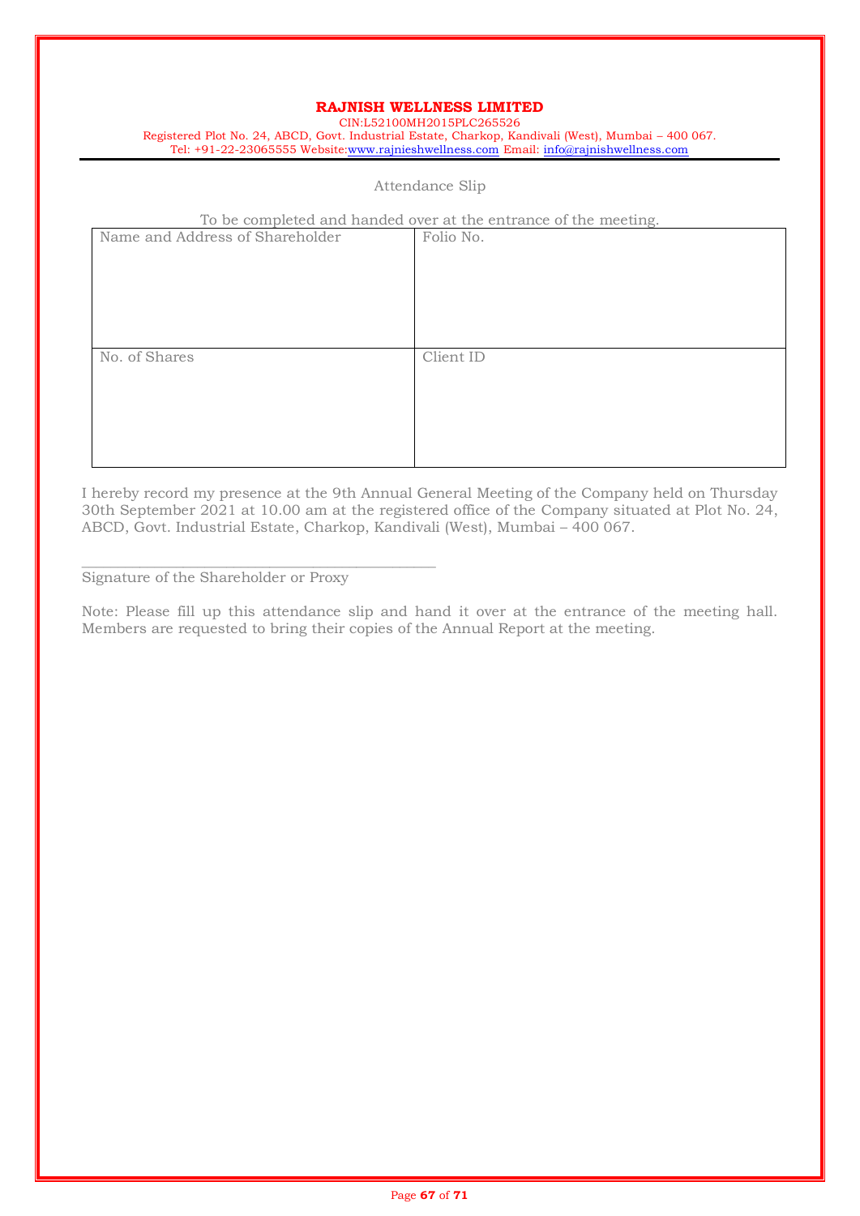# RAJNISH WELLNESS LIMITED

CIN:L52100MH2015PLC265526
Registered Plot No. 24, ABCD, Govt. Industrial Estate, Charkop, Kandivali (West), Mumbai – 400 067.
Tel: +91-22-23065555 Website:www.rajnieshwellness.com Email: info@rajnishwellness.com

Attendance Slip

To be completed and handed over at the entrance of the meeting.

| Name and Address of Shareholder | Folio No. |
|---|---|
| No. of Shares | Client ID |

I hereby record my presence at the 9th Annual General Meeting of the Company held on Thursday 30th September 2021 at 10.00 am at the registered office of the Company situated at Plot No. 24, ABCD, Govt. Industrial Estate, Charkop, Kandivali (West), Mumbai – 400 067.

\_\_\_\_\_\_\_\_\_\_\_\_\_\_\_\_\_\_\_\_\_\_\_\_\_\_\_\_\_\_\_\_\_\_\_\_\_\_\_\_\_\_\_\_\_\_\_

Signature of the Shareholder or Proxy

Note: Please fill up this attendance slip and hand it over at the entrance of the meeting hall. Members are requested to bring their copies of the Annual Report at the meeting.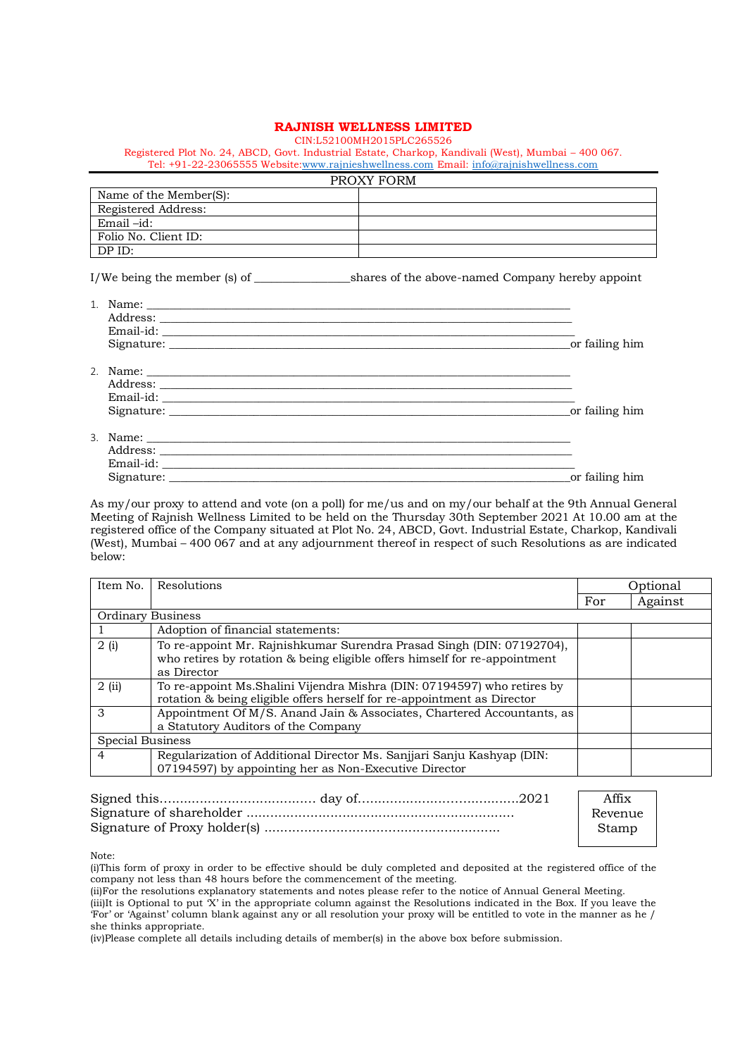# RAJNISH WELLNESS LIMITED

CIN:L52100MH2015PLC265526

Registered Plot No. 24, ABCD, Govt. Industrial Estate, Charkop, Kandivali (West), Mumbai – 400 067.
Tel: +91-22-23065555 Website:www.rajnieshwellness.com Email: info@rajnishwellness.com

## PROXY FORM

| Name of the Member(S): | |
|---|---|
| Registered Address: | |
| Email –id: | |
| Folio No. Client ID: | |
| DP ID: | |

I/We being the member (s) of _______________shares of the above-named Company hereby appoint

1. Name: ____________________________________________________________
   Address: __________________________________________________________
   Email-id: __________________________________________________________
   Signature: _________________________________________________________or failing him

2. Name: ____________________________________________________________
   Address: __________________________________________________________
   Email-id: __________________________________________________________
   Signature: _________________________________________________________or failing him

3. Name: ____________________________________________________________
   Address: __________________________________________________________
   Email-id: __________________________________________________________
   Signature: _________________________________________________________or failing him

As my/our proxy to attend and vote (on a poll) for me/us and on my/our behalf at the 9th Annual General Meeting of Rajnish Wellness Limited to be held on the Thursday 30th September 2021 At 10.00 am at the registered office of the Company situated at Plot No. 24, ABCD, Govt. Industrial Estate, Charkop, Kandivali (West), Mumbai – 400 067 and at any adjournment thereof in respect of such Resolutions as are indicated below:

| Item No. | Resolutions | Optional | |
|---|---|---|---|
| | | For | Against |
| Ordinary Business | | | |
| 1 | Adoption of financial statements: | | |
| 2 (i) | To re-appoint Mr. Rajnishkumar Surendra Prasad Singh (DIN: 07192704), who retires by rotation & being eligible offers himself for re-appointment as Director | | |
| 2 (ii) | To re-appoint Ms.Shalini Vijendra Mishra (DIN: 07194597) who retires by rotation & being eligible offers herself for re-appointment as Director | | |
| 3 | Appointment Of M/S. Anand Jain & Associates, Chartered Accountants, as a Statutory Auditors of the Company | | |
| Special Business | | | |
| 4 | Regularization of Additional Director Ms. Sanjjari Sanju Kashyap (DIN: 07194597) by appointing her as Non-Executive Director | | |

Signed this....................................... day of.......................................2021
Signature of shareholder ...................................................................
Signature of Proxy holder(s) ..........................................................

Affix Revenue Stamp

Note:
(i)This form of proxy in order to be effective should be duly completed and deposited at the registered office of the company not less than 48 hours before the commencement of the meeting.
(ii)For the resolutions explanatory statements and notes please refer to the notice of Annual General Meeting.
(iii)It is Optional to put 'X' in the appropriate column against the Resolutions indicated in the Box. If you leave the 'For' or 'Against' column blank against any or all resolution your proxy will be entitled to vote in the manner as he / she thinks appropriate.
(iv)Please complete all details including details of member(s) in the above box before submission.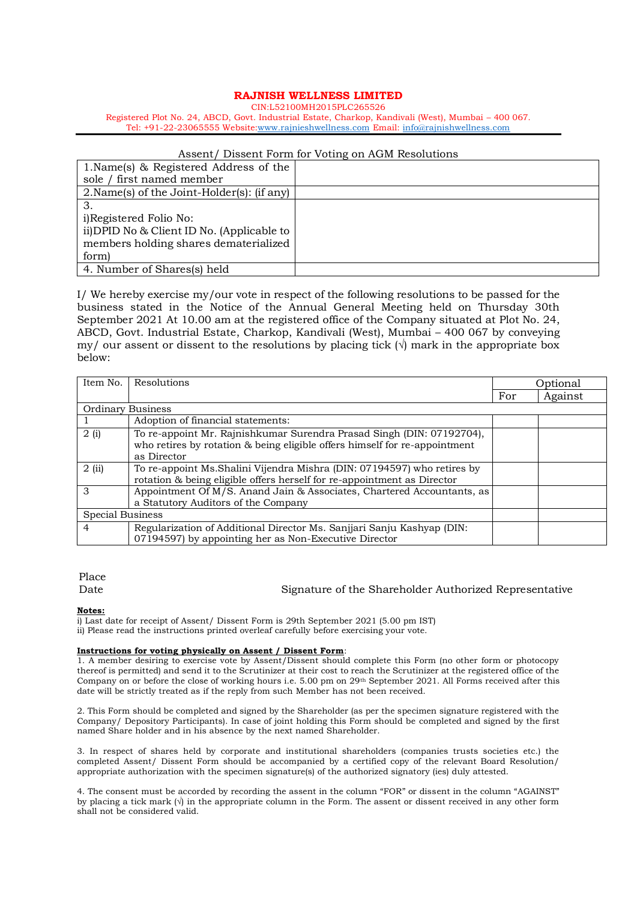# RAJNISH WELLNESS LIMITED

CIN:L52100MH2015PLC265526
Registered Plot No. 24, ABCD, Govt. Industrial Estate, Charkop, Kandivali (West), Mumbai – 400 067.
Tel: +91-22-23065555 Website:www.rajnieshwellness.com Email: info@rajnishwellness.com

## Assent/ Dissent Form for Voting on AGM Resolutions

| | |
|---|---|
| 1.Name(s) & Registered Address of the sole / first named member | |
| 2.Name(s) of the Joint-Holder(s): (if any) | |
| 3.<br>i)Registered Folio No:<br>ii)DPID No & Client ID No. (Applicable to members holding shares dematerialized form) | |
| 4. Number of Shares(s) held | |

I/ We hereby exercise my/our vote in respect of the following resolutions to be passed for the business stated in the Notice of the Annual General Meeting held on Thursday 30th September 2021 At 10.00 am at the registered office of the Company situated at Plot No. 24, ABCD, Govt. Industrial Estate, Charkop, Kandivali (West), Mumbai – 400 067 by conveying my/ our assent or dissent to the resolutions by placing tick (√) mark in the appropriate box below:

| Item No. | Resolutions | Optional | |
|---|---|---|---|
| | | For | Against |
| Ordinary Business | | | |
| 1 | Adoption of financial statements: | | |
| 2 (i) | To re-appoint Mr. Rajnishkumar Surendra Prasad Singh (DIN: 07192704), who retires by rotation & being eligible offers himself for re-appointment as Director | | |
| 2 (ii) | To re-appoint Ms.Shalini Vijendra Mishra (DIN: 07194597) who retires by rotation & being eligible offers herself for re-appointment as Director | | |
| 3 | Appointment Of M/S. Anand Jain & Associates, Chartered Accountants, as a Statutory Auditors of the Company | | |
| Special Business | | | |
| 4 | Regularization of Additional Director Ms. Sanjjari Sanju Kashyap (DIN: 07194597) by appointing her as Non-Executive Director | | |

Place

Date

Signature of the Shareholder Authorized Representative

**Notes:**

i) Last date for receipt of Assent/ Dissent Form is 29th September 2021 (5.00 pm IST)

ii) Please read the instructions printed overleaf carefully before exercising your vote.

**Instructions for voting physically on Assent / Dissent Form**:

1. A member desiring to exercise vote by Assent/Dissent should complete this Form (no other form or photocopy thereof is permitted) and send it to the Scrutinizer at their cost to reach the Scrutinizer at the registered office of the Company on or before the close of working hours i.e. 5.00 pm on 29th September 2021. All Forms received after this date will be strictly treated as if the reply from such Member has not been received.

2. This Form should be completed and signed by the Shareholder (as per the specimen signature registered with the Company/ Depository Participants). In case of joint holding this Form should be completed and signed by the first named Share holder and in his absence by the next named Shareholder.

3. In respect of shares held by corporate and institutional shareholders (companies trusts societies etc.) the completed Assent/ Dissent Form should be accompanied by a certified copy of the relevant Board Resolution/ appropriate authorization with the specimen signature(s) of the authorized signatory (ies) duly attested.

4. The consent must be accorded by recording the assent in the column "FOR" or dissent in the column "AGAINST" by placing a tick mark (√) in the appropriate column in the Form. The assent or dissent received in any other form shall not be considered valid.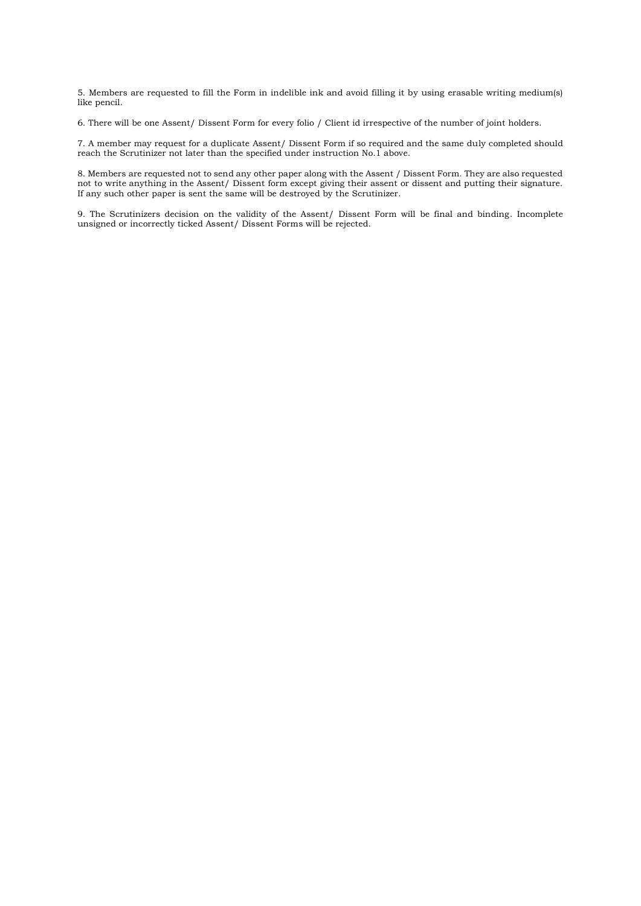5. Members are requested to fill the Form in indelible ink and avoid filling it by using erasable writing medium(s) like pencil.

6. There will be one Assent/ Dissent Form for every folio / Client id irrespective of the number of joint holders.

7. A member may request for a duplicate Assent/ Dissent Form if so required and the same duly completed should reach the Scrutinizer not later than the specified under instruction No.1 above.

8. Members are requested not to send any other paper along with the Assent / Dissent Form. They are also requested not to write anything in the Assent/ Dissent form except giving their assent or dissent and putting their signature. If any such other paper is sent the same will be destroyed by the Scrutinizer.

9. The Scrutinizers decision on the validity of the Assent/ Dissent Form will be final and binding. Incomplete unsigned or incorrectly ticked Assent/ Dissent Forms will be rejected.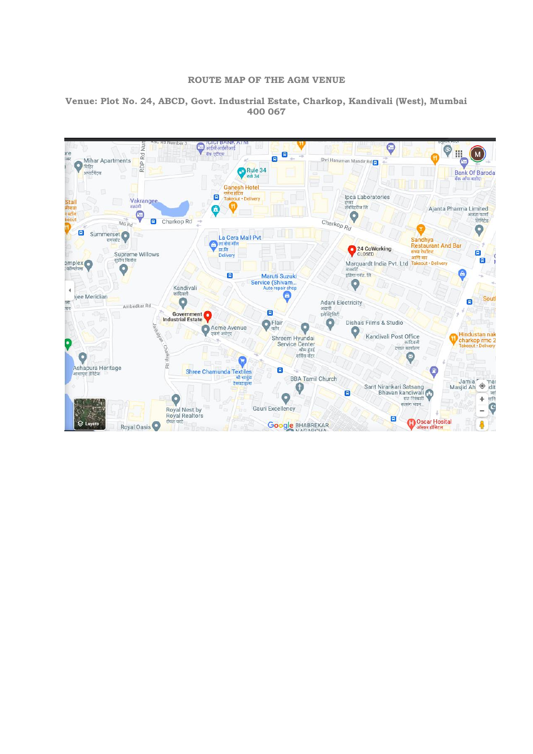**ROUTE MAP OF THE AGM VENUE**

**Venue: Plot No. 24, ABCD, Govt. Industrial Estate, Charkop, Kandivali (West), Mumbai 400 067**